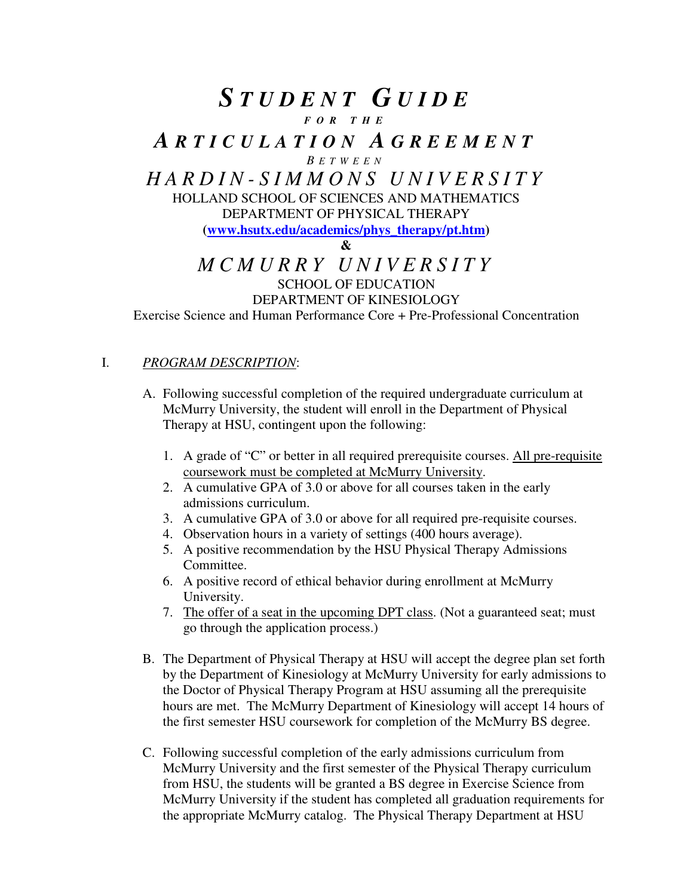# *STUDENT GUIDE*

*FOR THE*

# *ARTICULATION AGREEMENT*

*BETWEEN*

## *HARDIN-SIMMONS UNIVERSITY*

HOLLAND SCHOOL OF SCIENCES AND MATHEMATICS
DEPARTMENT OF PHYSICAL THERAPY
**(www.hsutx.edu/academics/phys_therapy/pt.htm)**

**&**

## *MCMURRY UNIVERSITY*

SCHOOL OF EDUCATION
DEPARTMENT OF KINESIOLOGY
Exercise Science and Human Performance Core + Pre-Professional Concentration

I. *PROGRAM DESCRIPTION*:

A. Following successful completion of the required undergraduate curriculum at McMurry University, the student will enroll in the Department of Physical Therapy at HSU, contingent upon the following:

1. A grade of "C" or better in all required prerequisite courses. All pre-requisite coursework must be completed at McMurry University.
2. A cumulative GPA of 3.0 or above for all courses taken in the early admissions curriculum.
3. A cumulative GPA of 3.0 or above for all required pre-requisite courses.
4. Observation hours in a variety of settings (400 hours average).
5. A positive recommendation by the HSU Physical Therapy Admissions Committee.
6. A positive record of ethical behavior during enrollment at McMurry University.
7. The offer of a seat in the upcoming DPT class. (Not a guaranteed seat; must go through the application process.)

B. The Department of Physical Therapy at HSU will accept the degree plan set forth by the Department of Kinesiology at McMurry University for early admissions to the Doctor of Physical Therapy Program at HSU assuming all the prerequisite hours are met. The McMurry Department of Kinesiology will accept 14 hours of the first semester HSU coursework for completion of the McMurry BS degree.

C. Following successful completion of the early admissions curriculum from McMurry University and the first semester of the Physical Therapy curriculum from HSU, the students will be granted a BS degree in Exercise Science from McMurry University if the student has completed all graduation requirements for the appropriate McMurry catalog. The Physical Therapy Department at HSU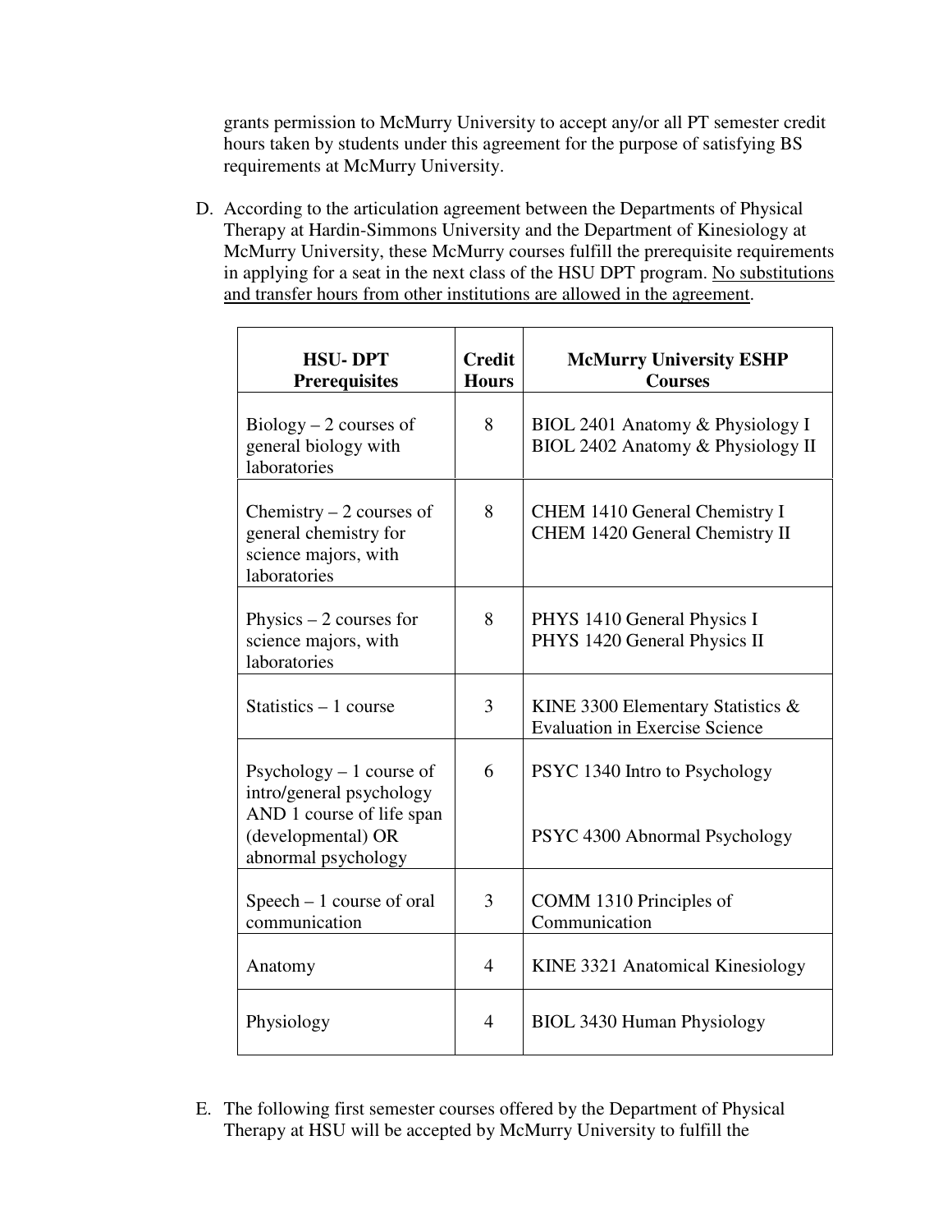grants permission to McMurry University to accept any/or all PT semester credit hours taken by students under this agreement for the purpose of satisfying BS requirements at McMurry University.

D. According to the articulation agreement between the Departments of Physical Therapy at Hardin-Simmons University and the Department of Kinesiology at McMurry University, these McMurry courses fulfill the prerequisite requirements in applying for a seat in the next class of the HSU DPT program. <u>No substitutions and transfer hours from other institutions are allowed in the agreement</u>.

| HSU- DPT Prerequisites | Credit Hours | McMurry University ESHP Courses |
|---|---|---|
| Biology – 2 courses of general biology with laboratories | 8 | BIOL 2401 Anatomy & Physiology I<br>BIOL 2402 Anatomy & Physiology II |
| Chemistry – 2 courses of general chemistry for science majors, with laboratories | 8 | CHEM 1410 General Chemistry I<br>CHEM 1420 General Chemistry II |
| Physics – 2 courses for science majors, with laboratories | 8 | PHYS 1410 General Physics I<br>PHYS 1420 General Physics II |
| Statistics – 1 course | 3 | KINE 3300 Elementary Statistics & Evaluation in Exercise Science |
| Psychology – 1 course of intro/general psychology AND 1 course of life span (developmental) OR abnormal psychology | 6 | PSYC 1340 Intro to Psychology<br><br>PSYC 4300 Abnormal Psychology |
| Speech – 1 course of oral communication | 3 | COMM 1310 Principles of Communication |
| Anatomy | 4 | KINE 3321 Anatomical Kinesiology |
| Physiology | 4 | BIOL 3430 Human Physiology |

E. The following first semester courses offered by the Department of Physical Therapy at HSU will be accepted by McMurry University to fulfill the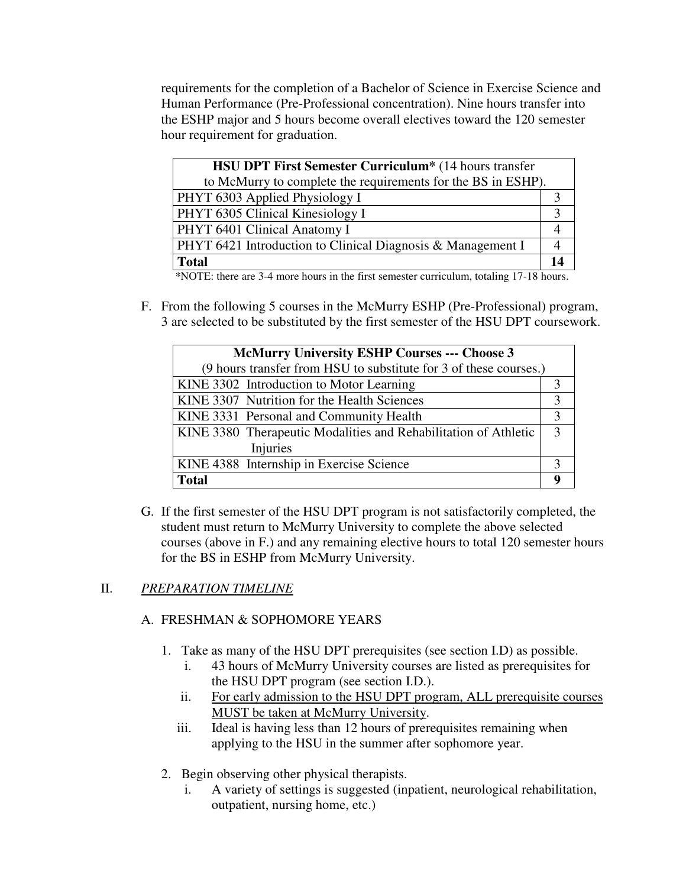requirements for the completion of a Bachelor of Science in Exercise Science and Human Performance (Pre-Professional concentration). Nine hours transfer into the ESHP major and 5 hours become overall electives toward the 120 semester hour requirement for graduation.

| **HSU DPT First Semester Curriculum*** (14 hours transfer to McMurry to complete the requirements for the BS in ESHP). | |
|---|---|
| PHYT 6303 Applied Physiology I | 3 |
| PHYT 6305 Clinical Kinesiology I | 3 |
| PHYT 6401 Clinical Anatomy I | 4 |
| PHYT 6421 Introduction to Clinical Diagnosis & Management I | 4 |
| **Total** | **14** |

*NOTE: there are 3-4 more hours in the first semester curriculum, totaling 17-18 hours.

F. From the following 5 courses in the McMurry ESHP (Pre-Professional) program, 3 are selected to be substituted by the first semester of the HSU DPT coursework.

| **McMurry University ESHP Courses --- Choose 3** (9 hours transfer from HSU to substitute for 3 of these courses.) | |
|---|---|
| KINE 3302 Introduction to Motor Learning | 3 |
| KINE 3307 Nutrition for the Health Sciences | 3 |
| KINE 3331 Personal and Community Health | 3 |
| KINE 3380 Therapeutic Modalities and Rehabilitation of Athletic Injuries | 3 |
| KINE 4388 Internship in Exercise Science | 3 |
| **Total** | **9** |

G. If the first semester of the HSU DPT program is not satisfactorily completed, the student must return to McMurry University to complete the above selected courses (above in F.) and any remaining elective hours to total 120 semester hours for the BS in ESHP from McMurry University.

## II. *PREPARATION TIMELINE*

A. FRESHMAN & SOPHOMORE YEARS

1. Take as many of the HSU DPT prerequisites (see section I.D) as possible.
   - i. 43 hours of McMurry University courses are listed as prerequisites for the HSU DPT program (see section I.D.).
   - ii. For early admission to the HSU DPT program, ALL prerequisite courses MUST be taken at McMurry University.
   - iii. Ideal is having less than 12 hours of prerequisites remaining when applying to the HSU in the summer after sophomore year.

2. Begin observing other physical therapists.
   - i. A variety of settings is suggested (inpatient, neurological rehabilitation, outpatient, nursing home, etc.)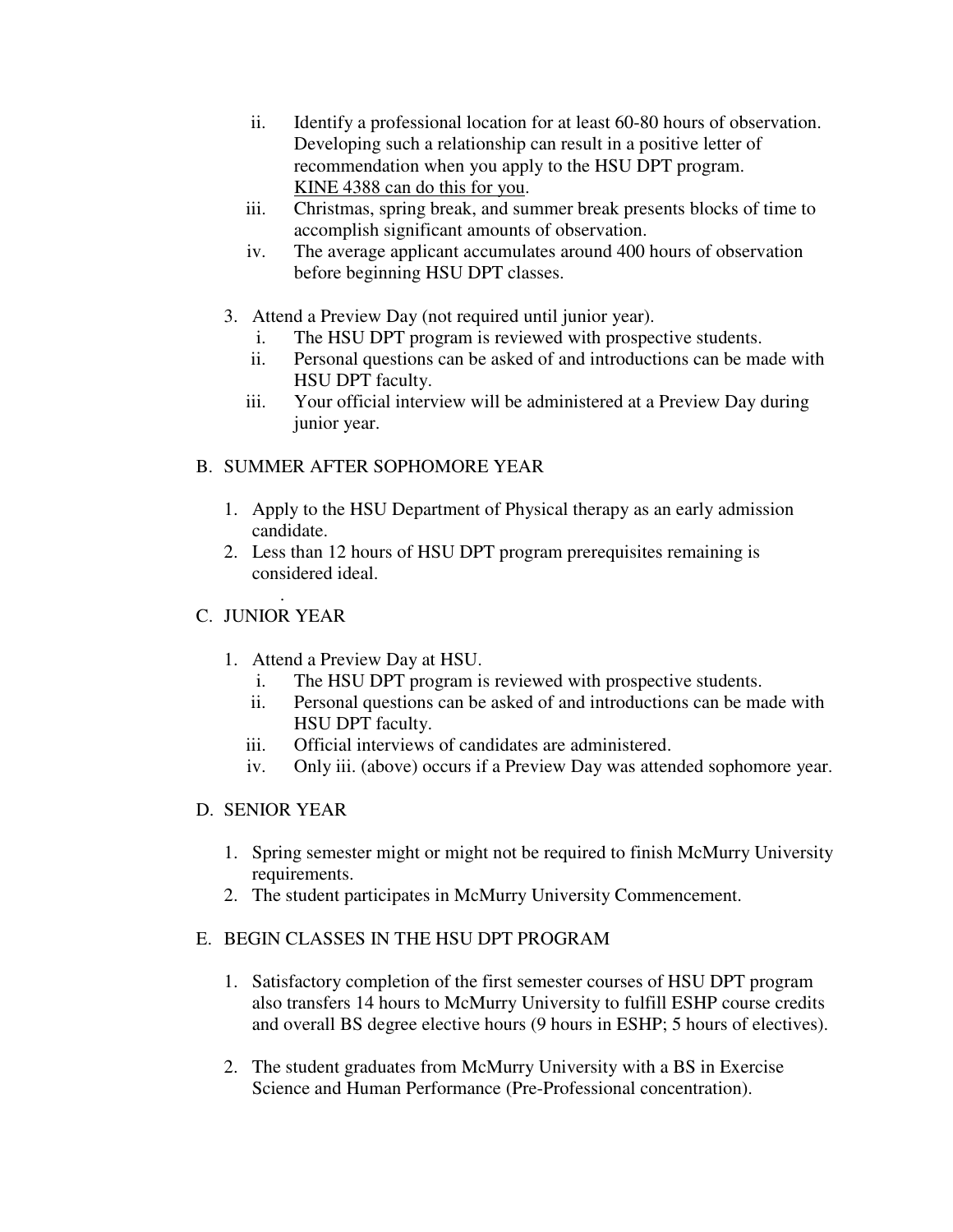ii. Identify a professional location for at least 60-80 hours of observation. Developing such a relationship can result in a positive letter of recommendation when you apply to the HSU DPT program. <u>KINE 4388 can do this for you</u>.
   iii. Christmas, spring break, and summer break presents blocks of time to accomplish significant amounts of observation.
   iv. The average applicant accumulates around 400 hours of observation before beginning HSU DPT classes.

3. Attend a Preview Day (not required until junior year).
   i. The HSU DPT program is reviewed with prospective students.
   ii. Personal questions can be asked of and introductions can be made with HSU DPT faculty.
   iii. Your official interview will be administered at a Preview Day during junior year.

B. SUMMER AFTER SOPHOMORE YEAR

1. Apply to the HSU Department of Physical therapy as an early admission candidate.
2. Less than 12 hours of HSU DPT program prerequisites remaining is considered ideal.

C. JUNIOR YEAR

1. Attend a Preview Day at HSU.
   i. The HSU DPT program is reviewed with prospective students.
   ii. Personal questions can be asked of and introductions can be made with HSU DPT faculty.
   iii. Official interviews of candidates are administered.
   iv. Only iii. (above) occurs if a Preview Day was attended sophomore year.

D. SENIOR YEAR

1. Spring semester might or might not be required to finish McMurry University requirements.
2. The student participates in McMurry University Commencement.

E. BEGIN CLASSES IN THE HSU DPT PROGRAM

1. Satisfactory completion of the first semester courses of HSU DPT program also transfers 14 hours to McMurry University to fulfill ESHP course credits and overall BS degree elective hours (9 hours in ESHP; 5 hours of electives).

2. The student graduates from McMurry University with a BS in Exercise Science and Human Performance (Pre-Professional concentration).